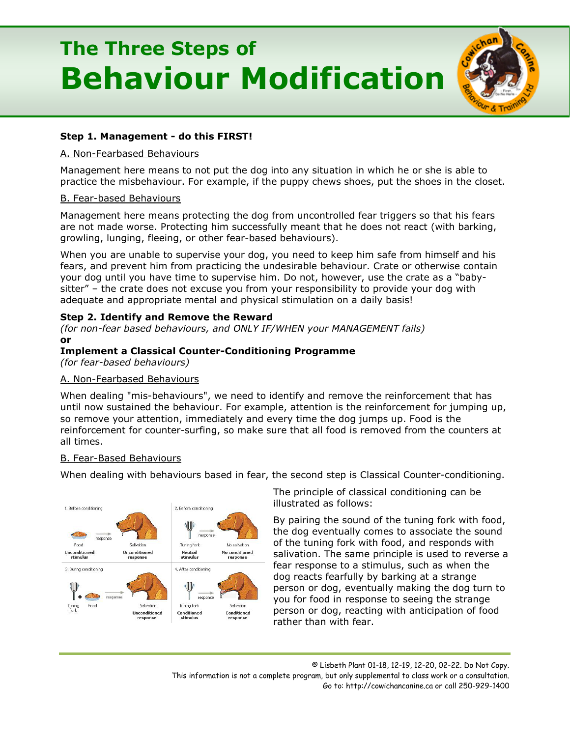# The Three Steps of
# Behaviour Modification

**Step 1. Management - do this FIRST!**

A. Non-Fearbased Behaviours

Management here means to not put the dog into any situation in which he or she is able to practice the misbehaviour. For example, if the puppy chews shoes, put the shoes in the closet.

B. Fear-based Behaviours

Management here means protecting the dog from uncontrolled fear triggers so that his fears are not made worse. Protecting him successfully meant that he does not react (with barking, growling, lunging, fleeing, or other fear-based behaviours).

When you are unable to supervise your dog, you need to keep him safe from himself and his fears, and prevent him from practicing the undesirable behaviour. Crate or otherwise contain your dog until you have time to supervise him. Do not, however, use the crate as a "baby-sitter" – the crate does not excuse you from your responsibility to provide your dog with adequate and appropriate mental and physical stimulation on a daily basis!

**Step 2. Identify and Remove the Reward**
*(for non-fear based behaviours, and ONLY IF/WHEN your MANAGEMENT fails)*
**or**
**Implement a Classical Counter-Conditioning Programme**
*(for fear-based behaviours)*

A. Non-Fearbased Behaviours

When dealing "mis-behaviours", we need to identify and remove the reinforcement that has until now sustained the behaviour. For example, attention is the reinforcement for jumping up, so remove your attention, immediately and every time the dog jumps up. Food is the reinforcement for counter-surfing, so make sure that all food is removed from the counters at all times.

B. Fear-Based Behaviours

When dealing with behaviours based in fear, the second step is Classical Counter-conditioning.

The principle of classical conditioning can be illustrated as follows:

By pairing the sound of the tuning fork with food, the dog eventually comes to associate the sound of the tuning fork with food, and responds with salivation. The same principle is used to reverse a fear response to a stimulus, such as when the dog reacts fearfully by barking at a strange person or dog, eventually making the dog turn to you for food in response to seeing the strange person or dog, reacting with anticipation of food rather than with fear.

© Lisbeth Plant 01-18, 12-19, 12-20, 02-22. Do Not Copy.
This information is not a complete program, but only supplemental to class work or a consultation.
Go to: http://cowichancanine.ca or call 250-929-1400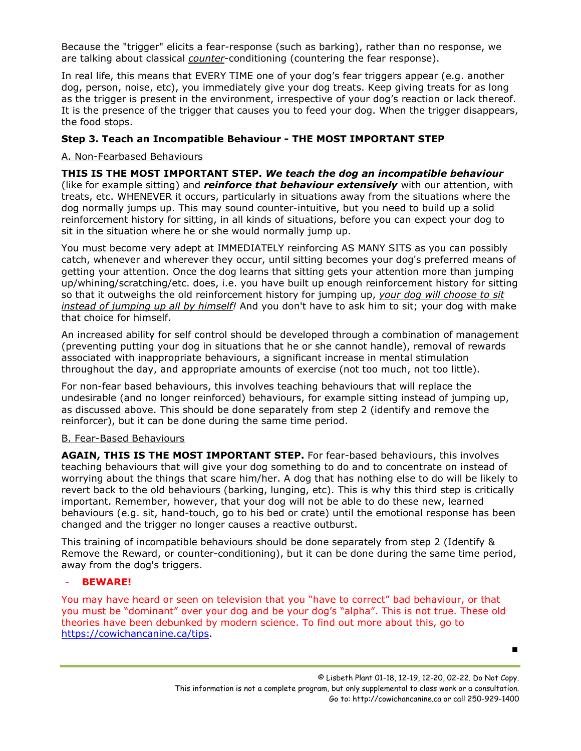Because the "trigger" elicits a fear-response (such as barking), rather than no response, we are talking about classical *counter*-conditioning (countering the fear response).

In real life, this means that EVERY TIME one of your dog's fear triggers appear (e.g. another dog, person, noise, etc), you immediately give your dog treats. Keep giving treats for as long as the trigger is present in the environment, irrespective of your dog's reaction or lack thereof. It is the presence of the trigger that causes you to feed your dog. When the trigger disappears, the food stops.

### Step 3. Teach an Incompatible Behaviour - THE MOST IMPORTANT STEP

A. Non-Fearbased Behaviours

**THIS IS THE MOST IMPORTANT STEP.** ***We teach the dog an incompatible behaviour*** (like for example sitting) and ***reinforce that behaviour extensively*** with our attention, with treats, etc. WHENEVER it occurs, particularly in situations away from the situations where the dog normally jumps up. This may sound counter-intuitive, but you need to build up a solid reinforcement history for sitting, in all kinds of situations, before you can expect your dog to sit in the situation where he or she would normally jump up.

You must become very adept at IMMEDIATELY reinforcing AS MANY SITS as you can possibly catch, whenever and wherever they occur, until sitting becomes your dog's preferred means of getting your attention. Once the dog learns that sitting gets your attention more than jumping up/whining/scratching/etc. does, i.e. you have built up enough reinforcement history for sitting so that it outweighs the old reinforcement history for jumping up, *your dog will choose to sit instead of jumping up all by himself!* And you don't have to ask him to sit; your dog with make that choice for himself.

An increased ability for self control should be developed through a combination of management (preventing putting your dog in situations that he or she cannot handle), removal of rewards associated with inappropriate behaviours, a significant increase in mental stimulation throughout the day, and appropriate amounts of exercise (not too much, not too little).

For non-fear based behaviours, this involves teaching behaviours that will replace the undesirable (and no longer reinforced) behaviours, for example sitting instead of jumping up, as discussed above. This should be done separately from step 2 (identify and remove the reinforcer), but it can be done during the same time period.

B. Fear-Based Behaviours

**AGAIN, THIS IS THE MOST IMPORTANT STEP.** For fear-based behaviours, this involves teaching behaviours that will give your dog something to do and to concentrate on instead of worrying about the things that scare him/her. A dog that has nothing else to do will be likely to revert back to the old behaviours (barking, lunging, etc). This is why this third step is critically important. Remember, however, that your dog will not be able to do these new, learned behaviours (e.g. sit, hand-touch, go to his bed or crate) until the emotional response has been changed and the trigger no longer causes a reactive outburst.

This training of incompatible behaviours should be done separately from step 2 (Identify & Remove the Reward, or counter-conditioning), but it can be done during the same time period, away from the dog's triggers.

- **BEWARE!**

You may have heard or seen on television that you "have to correct" bad behaviour, or that you must be "dominant" over your dog and be your dog's "alpha". This is not true. These old theories have been debunked by modern science. To find out more about this, go to https://cowichancanine.ca/tips.

■

© Lisbeth Plant 01-18, 12-19, 12-20, 02-22. Do Not Copy.
This information is not a complete program, but only supplemental to class work or a consultation.
Go to: http://cowichancanine.ca or call 250-929-1400